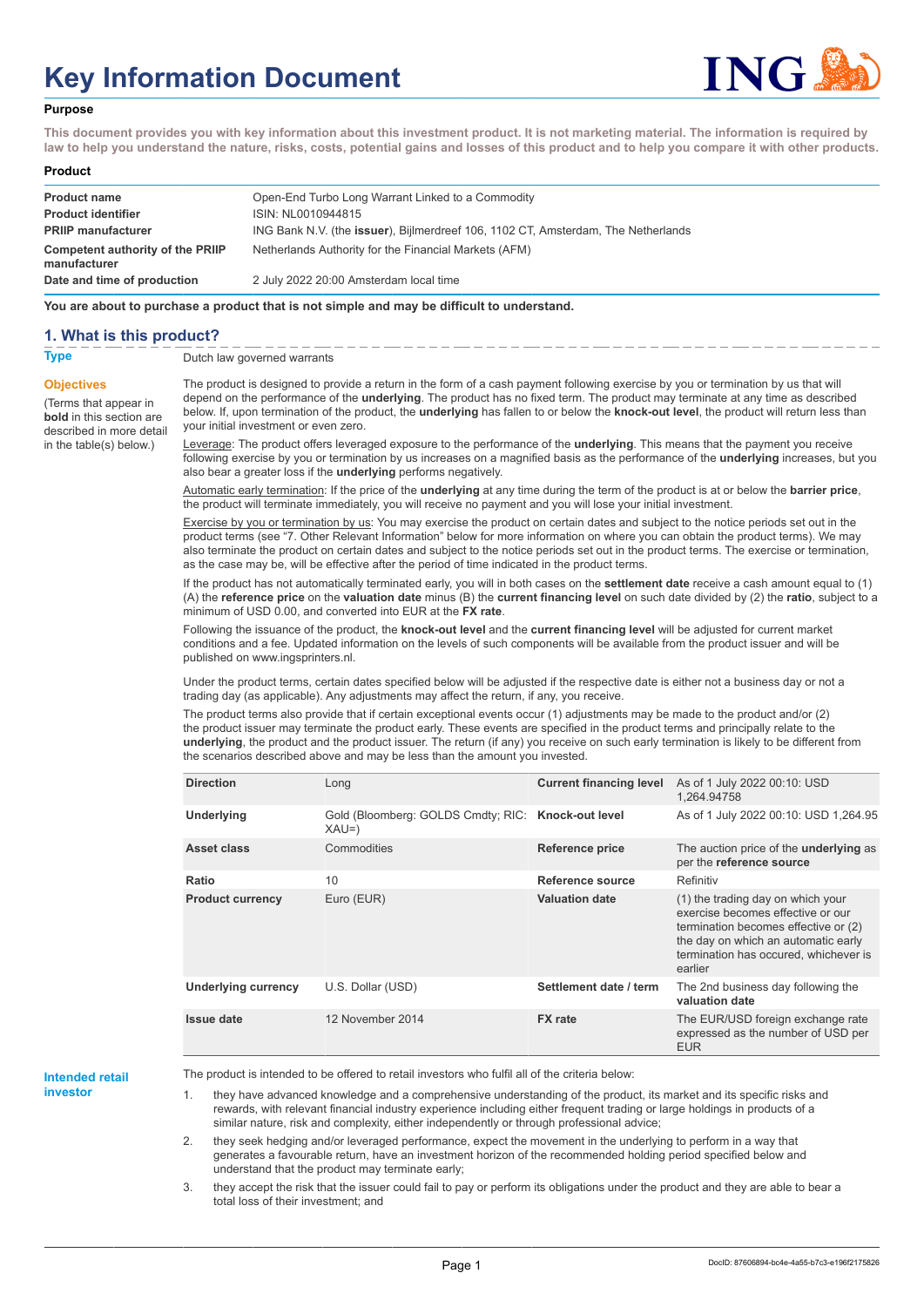# Key Information Document

## Purpose

This document provides you with key information about this investment product. It is not marketing material. The information is required by law to help you understand the nature, risks, costs, potential gains and losses of this product and to help you compare it with other products.

## Product

| | |
|---|---|
| **Product name** | Open-End Turbo Long Warrant Linked to a Commodity |
| **Product identifier** | ISIN: NL0010944815 |
| **PRIIP manufacturer** | ING Bank N.V. (the **issuer**), Bijlmerdreef 106, 1102 CT, Amsterdam, The Netherlands |
| **Competent authority of the PRIIP manufacturer** | Netherlands Authority for the Financial Markets (AFM) |
| **Date and time of production** | 2 July 2022 20:00 Amsterdam local time |

**You are about to purchase a product that is not simple and may be difficult to understand.**

## 1. What is this product?

**Type**

Dutch law governed warrants

**Objectives**

(Terms that appear in **bold** in this section are described in more detail in the table(s) below.)

The product is designed to provide a return in the form of a cash payment following exercise by you or termination by us that will depend on the performance of the **underlying**. The product has no fixed term. The product may terminate at any time as described below. If, upon termination of the product, the **underlying** has fallen to or below the **knock-out level**, the product will return less than your initial investment or even zero.

Leverage: The product offers leveraged exposure to the performance of the **underlying**. This means that the payment you receive following exercise by you or termination by us increases on a magnified basis as the performance of the **underlying** increases, but you also bear a greater loss if the **underlying** performs negatively.

Automatic early termination: If the price of the **underlying** at any time during the term of the product is at or below the **barrier price**, the product will terminate immediately, you will receive no payment and you will lose your initial investment.

Exercise by you or termination by us: You may exercise the product on certain dates and subject to the notice periods set out in the product terms (see "7. Other Relevant Information" below for more information on where you can obtain the product terms). We may also terminate the product on certain dates and subject to the notice periods set out in the product terms. The exercise or termination, as the case may be, will be effective after the period of time indicated in the product terms.

If the product has not automatically terminated early, you will in both cases on the **settlement date** receive a cash amount equal to (1) (A) the **reference price** on the **valuation date** minus (B) the **current financing level** on such date divided by (2) the **ratio**, subject to a minimum of USD 0.00, and converted into EUR at the **FX rate**.

Following the issuance of the product, the **knock-out level** and the **current financing level** will be adjusted for current market conditions and a fee. Updated information on the levels of such components will be available from the product issuer and will be published on www.ingsprinters.nl.

Under the product terms, certain dates specified below will be adjusted if the respective date is either not a business day or not a trading day (as applicable). Any adjustments may affect the return, if any, you receive.

The product terms also provide that if certain exceptional events occur (1) adjustments may be made to the product and/or (2) the product issuer may terminate the product early. These events are specified in the product terms and principally relate to the **underlying**, the product and the product issuer. The return (if any) you receive on such early termination is likely to be different from the scenarios described above and may be less than the amount you invested.

| | | | |
|---|---|---|---|
| **Direction** | Long | **Current financing level** | As of 1 July 2022 00:10: USD 1,264.94758 |
| **Underlying** | Gold (Bloomberg: GOLDS Cmdty; RIC: XAU=) | **Knock-out level** | As of 1 July 2022 00:10: USD 1,264.95 |
| **Asset class** | Commodities | **Reference price** | The auction price of the **underlying** as per the **reference source** |
| **Ratio** | 10 | **Reference source** | Refinitiv |
| **Product currency** | Euro (EUR) | **Valuation date** | (1) the trading day on which your exercise becomes effective or our termination becomes effective or (2) the day on which an automatic early termination has occured, whichever is earlier |
| **Underlying currency** | U.S. Dollar (USD) | **Settlement date / term** | The 2nd business day following the **valuation date** |
| **Issue date** | 12 November 2014 | **FX rate** | The EUR/USD foreign exchange rate expressed as the number of USD per EUR |

**Intended retail investor**

The product is intended to be offered to retail investors who fulfil all of the criteria below:

1. they have advanced knowledge and a comprehensive understanding of the product, its market and its specific risks and rewards, with relevant financial industry experience including either frequent trading or large holdings in products of a similar nature, risk and complexity, either independently or through professional advice;
2. they seek hedging and/or leveraged performance, expect the movement in the underlying to perform in a way that generates a favourable return, have an investment horizon of the recommended holding period specified below and understand that the product may terminate early;
3. they accept the risk that the issuer could fail to pay or perform its obligations under the product and they are able to bear a total loss of their investment; and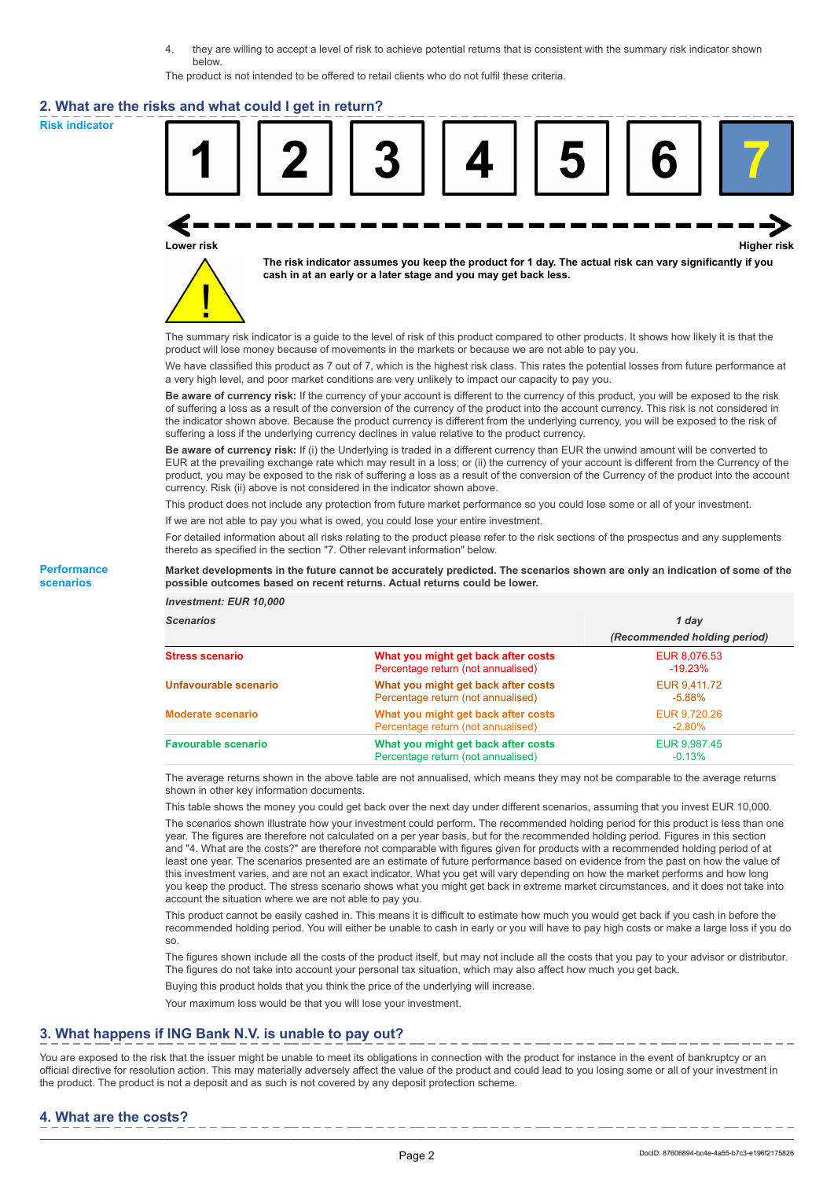4. they are willing to accept a level of risk to achieve potential returns that is consistent with the summary risk indicator shown below.

The product is not intended to be offered to retail clients who do not fulfil these criteria.

## 2. What are the risks and what could I get in return?

**Risk indicator**

| 1 | 2 | 3 | 4 | 5 | 6 | **7** |
|---|---|---|---|---|---|---|

**Lower risk** ← → **Higher risk**

**The risk indicator assumes you keep the product for 1 day. The actual risk can vary significantly if you cash in at an early or a later stage and you may get back less.**

The summary risk indicator is a guide to the level of risk of this product compared to other products. It shows how likely it is that the product will lose money because of movements in the markets or because we are not able to pay you.

We have classified this product as 7 out of 7, which is the highest risk class. This rates the potential losses from future performance at a very high level, and poor market conditions are very unlikely to impact our capacity to pay you.

**Be aware of currency risk:** If the currency of your account is different to the currency of this product, you will be exposed to the risk of suffering a loss as a result of the conversion of the currency of the product into the account currency. This risk is not considered in the indicator shown above. Because the product currency is different from the underlying currency, you will be exposed to the risk of suffering a loss if the underlying currency declines in value relative to the product currency.

**Be aware of currency risk:** If (i) the Underlying is traded in a different currency than EUR the unwind amount will be converted to EUR at the prevailing exchange rate which may result in a loss; or (ii) the currency of your account is different from the Currency of the product, you may be exposed to the risk of suffering a loss as a result of the conversion of the Currency of the product into the account currency. Risk (ii) above is not considered in the indicator shown above.

This product does not include any protection from future market performance so you could lose some or all of your investment.

If we are not able to pay you what is owed, you could lose your entire investment.

For detailed information about all risks relating to the product please refer to the risk sections of the prospectus and any supplements thereto as specified in the section "7. Other relevant information" below.

**Performance scenarios**

**Market developments in the future cannot be accurately predicted. The scenarios shown are only an indication of some of the possible outcomes based on recent returns. Actual returns could be lower.**

| *Investment: EUR 10,000* | | |
|---|---|---|
| ***Scenarios*** | | ***1 day*** *(Recommended holding period)* |
| **Stress scenario** | **What you might get back after costs** | EUR 8,076.53 |
| | Percentage return (not annualised) | -19.23% |
| **Unfavourable scenario** | **What you might get back after costs** | EUR 9,411.72 |
| | Percentage return (not annualised) | -5.88% |
| **Moderate scenario** | **What you might get back after costs** | EUR 9,720.26 |
| | Percentage return (not annualised) | -2.80% |
| **Favourable scenario** | **What you might get back after costs** | EUR 9,987.45 |
| | Percentage return (not annualised) | -0.13% |

The average returns shown in the above table are not annualised, which means they may not be comparable to the average returns shown in other key information documents.

This table shows the money you could get back over the next day under different scenarios, assuming that you invest EUR 10,000.

The scenarios shown illustrate how your investment could perform. The recommended holding period for this product is less than one year. The figures are therefore not calculated on a per year basis, but for the recommended holding period. Figures in this section and "4. What are the costs?" are therefore not comparable with figures given for products with a recommended holding period of at least one year. The scenarios presented are an estimate of future performance based on evidence from the past on how the value of this investment varies, and are not an exact indicator. What you get will vary depending on how the market performs and how long you keep the product. The stress scenario shows what you might get back in extreme market circumstances, and it does not take into account the situation where we are not able to pay you.

This product cannot be easily cashed in. This means it is difficult to estimate how much you would get back if you cash in before the recommended holding period. You will either be unable to cash in early or you will have to pay high costs or make a large loss if you do so.

The figures shown include all the costs of the product itself, but may not include all the costs that you pay to your advisor or distributor. The figures do not take into account your personal tax situation, which may also affect how much you get back.

Buying this product holds that you think the price of the underlying will increase.

Your maximum loss would be that you will lose your investment.

## 3. What happens if ING Bank N.V. is unable to pay out?

You are exposed to the risk that the issuer might be unable to meet its obligations in connection with the product for instance in the event of bankruptcy or an official directive for resolution action. This may materially adversely affect the value of the product and could lead to you losing some or all of your investment in the product. The product is not a deposit and as such is not covered by any deposit protection scheme.

## 4. What are the costs?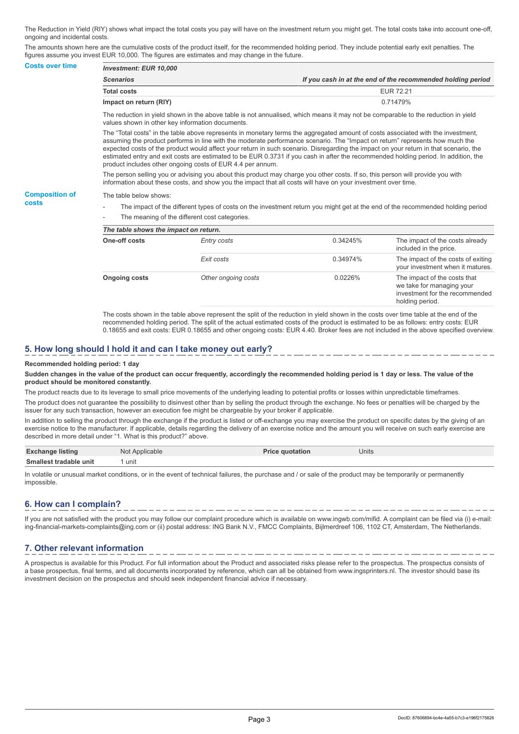The Reduction in Yield (RIY) shows what impact the total costs you pay will have on the investment return you might get. The total costs take into account one-off, ongoing and incidental costs.

The amounts shown here are the cumulative costs of the product itself, for the recommended holding period. They include potential early exit penalties. The figures assume you invest EUR 10,000. The figures are estimates and may change in the future.

**Costs over time**

| *Investment: EUR 10,000* | |
|---|---|
| ***Scenarios*** | ***If you cash in at the end of the recommended holding period*** |
| **Total costs** | EUR 72.21 |
| **Impact on return (RIY)** | 0.71479% |

The reduction in yield shown in the above table is not annualised, which means it may not be comparable to the reduction in yield values shown in other key information documents.

The "Total costs" in the table above represents in monetary terms the aggregated amount of costs associated with the investment, assuming the product performs in line with the moderate performance scenario. The "Impact on return" represents how much the expected costs of the product would affect your return in such scenario. Disregarding the impact on your return in that scenario, the estimated entry and exit costs are estimated to be EUR 0.3731 if you cash in after the recommended holding period. In addition, the product includes other ongoing costs of EUR 4.4 per annum.

The person selling you or advising you about this product may charge you other costs. If so, this person will provide you with information about these costs, and show you the impact that all costs will have on your investment over time.

**Composition of costs**

The table below shows:

- The impact of the different types of costs on the investment return you might get at the end of the recommended holding period
- The meaning of the different cost categories.

| *The table shows the impact on return.* | | | |
|---|---|---|---|
| **One-off costs** | *Entry costs* | 0.34245% | The impact of the costs already included in the price. |
| | *Exit costs* | 0.34974% | The impact of the costs of exiting your investment when it matures. |
| **Ongoing costs** | *Other ongoing costs* | 0.0226% | The impact of the costs that we take for managing your investment for the recommended holding period. |

The costs shown in the table above represent the split of the reduction in yield shown in the costs over time table at the end of the recommended holding period. The split of the actual estimated costs of the product is estimated to be as follows: entry costs: EUR 0.18655 and exit costs: EUR 0.18655 and other ongoing costs: EUR 4.40. Broker fees are not included in the above specified overview.

## 5. How long should I hold it and can I take money out early?

**Recommended holding period: 1 day**

**Sudden changes in the value of the product can occur frequently, accordingly the recommended holding period is 1 day or less. The value of the product should be monitored constantly.**

The product reacts due to its leverage to small price movements of the underlying leading to potential profits or losses within unpredictable timeframes.

The product does not guarantee the possibility to disinvest other than by selling the product through the exchange. No fees or penalties will be charged by the issuer for any such transaction, however an execution fee might be chargeable by your broker if applicable.

In addition to selling the product through the exchange if the product is listed or off-exchange you may exercise the product on specific dates by the giving of an exercise notice to the manufacturer. If applicable, details regarding the delivery of an exercise notice and the amount you will receive on such early exercise are described in more detail under "1. What is this product?" above.

| **Exchange listing** | Not Applicable | **Price quotation** | Units |
|---|---|---|---|
| **Smallest tradable unit** | 1 unit | | |

In volatile or unusual market conditions, or in the event of technical failures, the purchase and / or sale of the product may be temporarily or permanently impossible.

## 6. How can I complain?

If you are not satisfied with the product you may follow our complaint procedure which is available on www.ingwb.com/mifid. A complaint can be filed via (i) e-mail: ing-financial-markets-complaints@ing.com or (ii) postal address: ING Bank N.V., FMCC Complaints, Bijlmerdreef 106, 1102 CT, Amsterdam, The Netherlands.

## 7. Other relevant information

A prospectus is available for this Product. For full information about the Product and associated risks please refer to the prospectus. The prospectus consists of a base prospectus, final terms, and all documents incorporated by reference, which can all be obtained from www.ingsprinters.nl. The investor should base its investment decision on the prospectus and should seek independent financial advice if necessary.